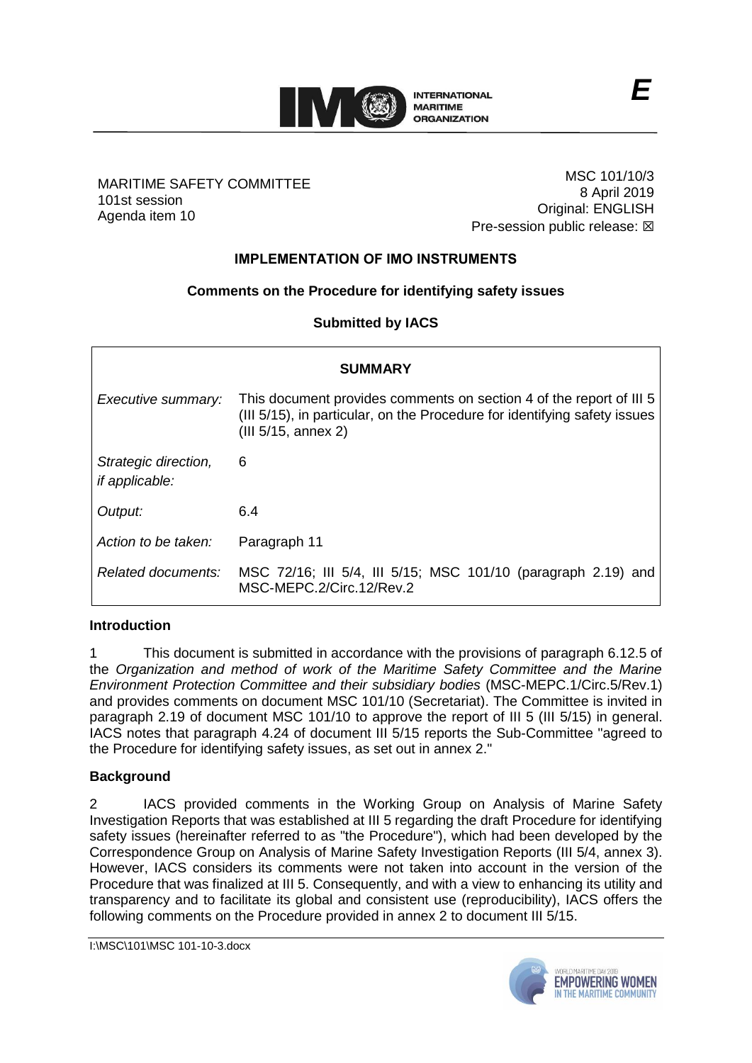**E**

MARITIME SAFETY COMMITTEE
101st session
Agenda item 10

MSC 101/10/3
8 April 2019
Original: ENGLISH
Pre-session public release: ☒

## IMPLEMENTATION OF IMO INSTRUMENTS

### Comments on the Procedure for identifying safety issues

### Submitted by IACS

| SUMMARY | |
|---|---|
| *Executive summary:* | This document provides comments on section 4 of the report of III 5 (III 5/15), in particular, on the Procedure for identifying safety issues (III 5/15, annex 2) |
| *Strategic direction, if applicable:* | 6 |
| *Output:* | 6.4 |
| *Action to be taken:* | Paragraph 11 |
| *Related documents:* | MSC 72/16; III 5/4, III 5/15; MSC 101/10 (paragraph 2.19) and MSC-MEPC.2/Circ.12/Rev.2 |

**Introduction**

1 This document is submitted in accordance with the provisions of paragraph 6.12.5 of the *Organization and method of work of the Maritime Safety Committee and the Marine Environment Protection Committee and their subsidiary bodies* (MSC-MEPC.1/Circ.5/Rev.1) and provides comments on document MSC 101/10 (Secretariat). The Committee is invited in paragraph 2.19 of document MSC 101/10 to approve the report of III 5 (III 5/15) in general. IACS notes that paragraph 4.24 of document III 5/15 reports the Sub-Committee "agreed to the Procedure for identifying safety issues, as set out in annex 2."

**Background**

2 IACS provided comments in the Working Group on Analysis of Marine Safety Investigation Reports that was established at III 5 regarding the draft Procedure for identifying safety issues (hereinafter referred to as "the Procedure"), which had been developed by the Correspondence Group on Analysis of Marine Safety Investigation Reports (III 5/4, annex 3). However, IACS considers its comments were not taken into account in the version of the Procedure that was finalized at III 5. Consequently, and with a view to enhancing its utility and transparency and to facilitate its global and consistent use (reproducibility), IACS offers the following comments on the Procedure provided in annex 2 to document III 5/15.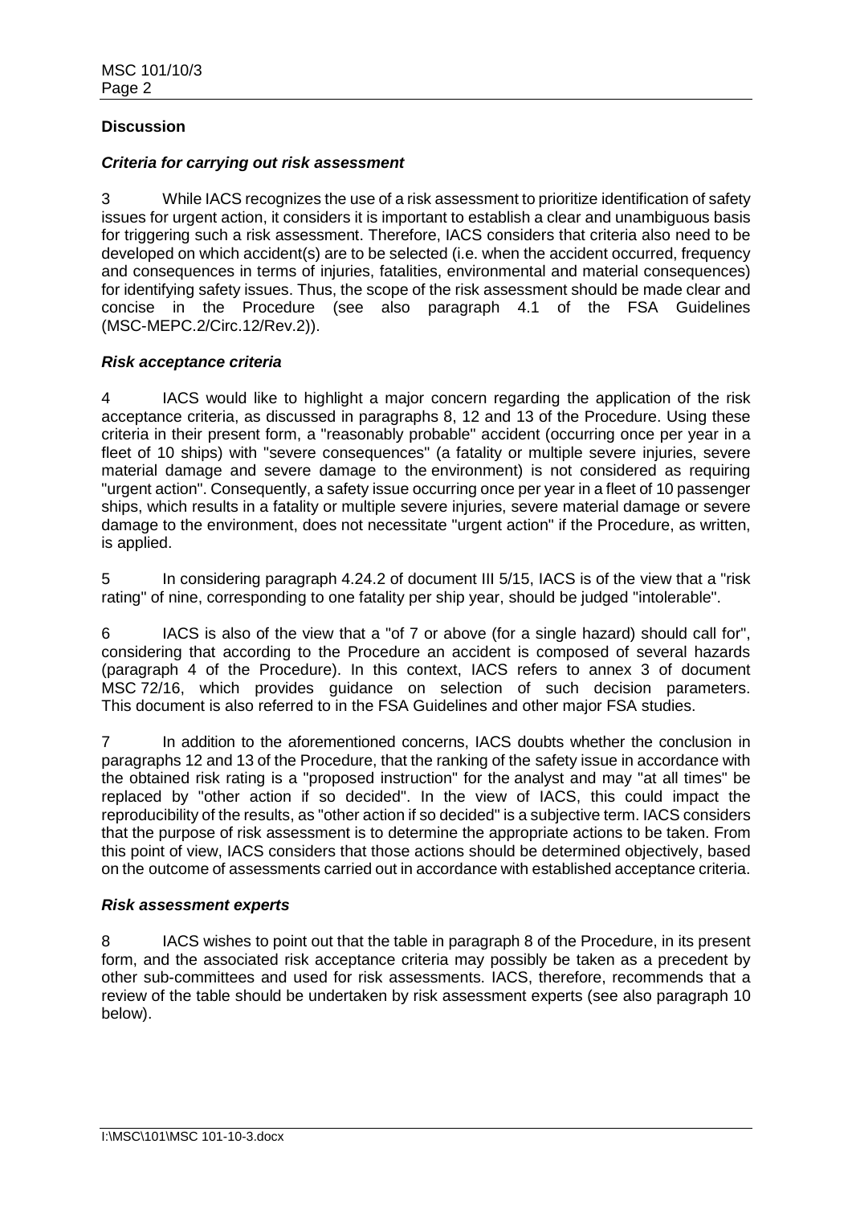## Discussion

### *Criteria for carrying out risk assessment*

3 While IACS recognizes the use of a risk assessment to prioritize identification of safety issues for urgent action, it considers it is important to establish a clear and unambiguous basis for triggering such a risk assessment. Therefore, IACS considers that criteria also need to be developed on which accident(s) are to be selected (i.e. when the accident occurred, frequency and consequences in terms of injuries, fatalities, environmental and material consequences) for identifying safety issues. Thus, the scope of the risk assessment should be made clear and concise in the Procedure (see also paragraph 4.1 of the FSA Guidelines (MSC-MEPC.2/Circ.12/Rev.2)).

### *Risk acceptance criteria*

4 IACS would like to highlight a major concern regarding the application of the risk acceptance criteria, as discussed in paragraphs 8, 12 and 13 of the Procedure. Using these criteria in their present form, a "reasonably probable" accident (occurring once per year in a fleet of 10 ships) with "severe consequences" (a fatality or multiple severe injuries, severe material damage and severe damage to the environment) is not considered as requiring "urgent action". Consequently, a safety issue occurring once per year in a fleet of 10 passenger ships, which results in a fatality or multiple severe injuries, severe material damage or severe damage to the environment, does not necessitate "urgent action" if the Procedure, as written, is applied.

5 In considering paragraph 4.24.2 of document III 5/15, IACS is of the view that a "risk rating" of nine, corresponding to one fatality per ship year, should be judged "intolerable".

6 IACS is also of the view that a "of 7 or above (for a single hazard) should call for", considering that according to the Procedure an accident is composed of several hazards (paragraph 4 of the Procedure). In this context, IACS refers to annex 3 of document MSC 72/16, which provides guidance on selection of such decision parameters. This document is also referred to in the FSA Guidelines and other major FSA studies.

7 In addition to the aforementioned concerns, IACS doubts whether the conclusion in paragraphs 12 and 13 of the Procedure, that the ranking of the safety issue in accordance with the obtained risk rating is a "proposed instruction" for the analyst and may "at all times" be replaced by "other action if so decided". In the view of IACS, this could impact the reproducibility of the results, as "other action if so decided" is a subjective term. IACS considers that the purpose of risk assessment is to determine the appropriate actions to be taken. From this point of view, IACS considers that those actions should be determined objectively, based on the outcome of assessments carried out in accordance with established acceptance criteria.

### *Risk assessment experts*

8 IACS wishes to point out that the table in paragraph 8 of the Procedure, in its present form, and the associated risk acceptance criteria may possibly be taken as a precedent by other sub-committees and used for risk assessments. IACS, therefore, recommends that a review of the table should be undertaken by risk assessment experts (see also paragraph 10 below).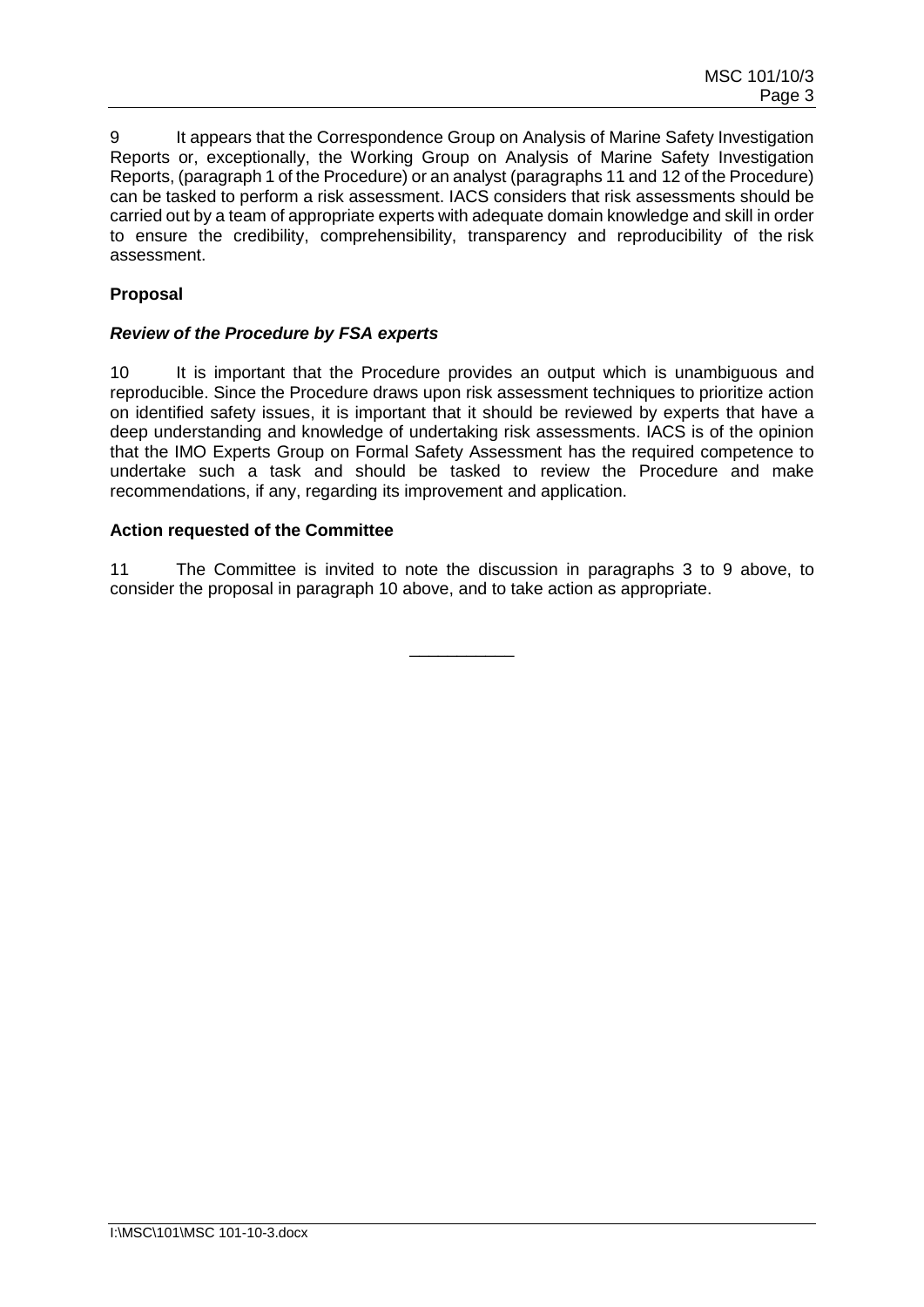9 It appears that the Correspondence Group on Analysis of Marine Safety Investigation Reports or, exceptionally, the Working Group on Analysis of Marine Safety Investigation Reports, (paragraph 1 of the Procedure) or an analyst (paragraphs 11 and 12 of the Procedure) can be tasked to perform a risk assessment. IACS considers that risk assessments should be carried out by a team of appropriate experts with adequate domain knowledge and skill in order to ensure the credibility, comprehensibility, transparency and reproducibility of the risk assessment.

**Proposal**

***Review of the Procedure by FSA experts***

10 It is important that the Procedure provides an output which is unambiguous and reproducible. Since the Procedure draws upon risk assessment techniques to prioritize action on identified safety issues, it is important that it should be reviewed by experts that have a deep understanding and knowledge of undertaking risk assessments. IACS is of the opinion that the IMO Experts Group on Formal Safety Assessment has the required competence to undertake such a task and should be tasked to review the Procedure and make recommendations, if any, regarding its improvement and application.

**Action requested of the Committee**

11 The Committee is invited to note the discussion in paragraphs 3 to 9 above, to consider the proposal in paragraph 10 above, and to take action as appropriate.

\_\_\_\_\_\_\_\_\_\_\_